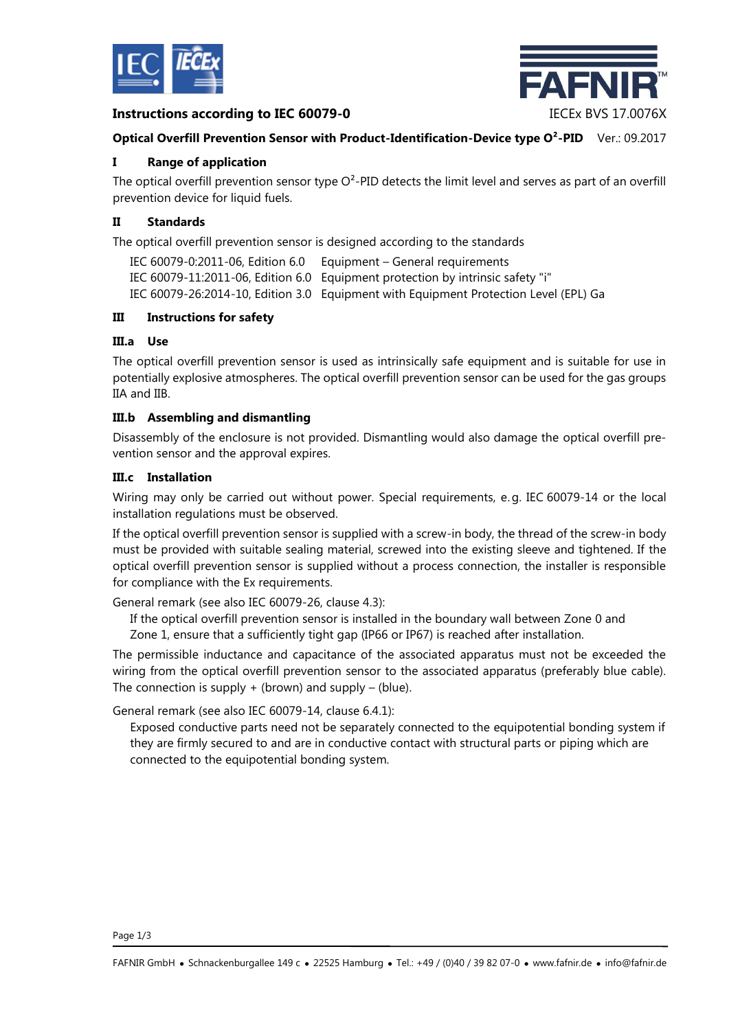**Instructions according to IEC 60079-0**

IECEx BVS 17.0076X

**Optical Overfill Prevention Sensor with Product-Identification-Device type $O^2$-PID** Ver.: 09.2017

## I Range of application

The optical overfill prevention sensor type $O^2$-PID detects the limit level and serves as part of an overfill prevention device for liquid fuels.

## II Standards

The optical overfill prevention sensor is designed according to the standards

| | |
|---|---|
| IEC 60079-0:2011-06, Edition 6.0 | Equipment – General requirements |
| IEC 60079-11:2011-06, Edition 6.0 | Equipment protection by intrinsic safety "i" |
| IEC 60079-26:2014-10, Edition 3.0 | Equipment with Equipment Protection Level (EPL) Ga |

## III Instructions for safety

### III.a Use

The optical overfill prevention sensor is used as intrinsically safe equipment and is suitable for use in potentially explosive atmospheres. The optical overfill prevention sensor can be used for the gas groups IIA and IIB.

### III.b Assembling and dismantling

Disassembly of the enclosure is not provided. Dismantling would also damage the optical overfill prevention sensor and the approval expires.

### III.c Installation

Wiring may only be carried out without power. Special requirements, e.g. IEC 60079-14 or the local installation regulations must be observed.

If the optical overfill prevention sensor is supplied with a screw-in body, the thread of the screw-in body must be provided with suitable sealing material, screwed into the existing sleeve and tightened. If the optical overfill prevention sensor is supplied without a process connection, the installer is responsible for compliance with the Ex requirements.

General remark (see also IEC 60079-26, clause 4.3):

> If the optical overfill prevention sensor is installed in the boundary wall between Zone 0 and Zone 1, ensure that a sufficiently tight gap (IP66 or IP67) is reached after installation.

The permissible inductance and capacitance of the associated apparatus must not be exceeded the wiring from the optical overfill prevention sensor to the associated apparatus (preferably blue cable). The connection is supply + (brown) and supply – (blue).

General remark (see also IEC 60079-14, clause 6.4.1):

> Exposed conductive parts need not be separately connected to the equipotential bonding system if they are firmly secured to and are in conductive contact with structural parts or piping which are connected to the equipotential bonding system.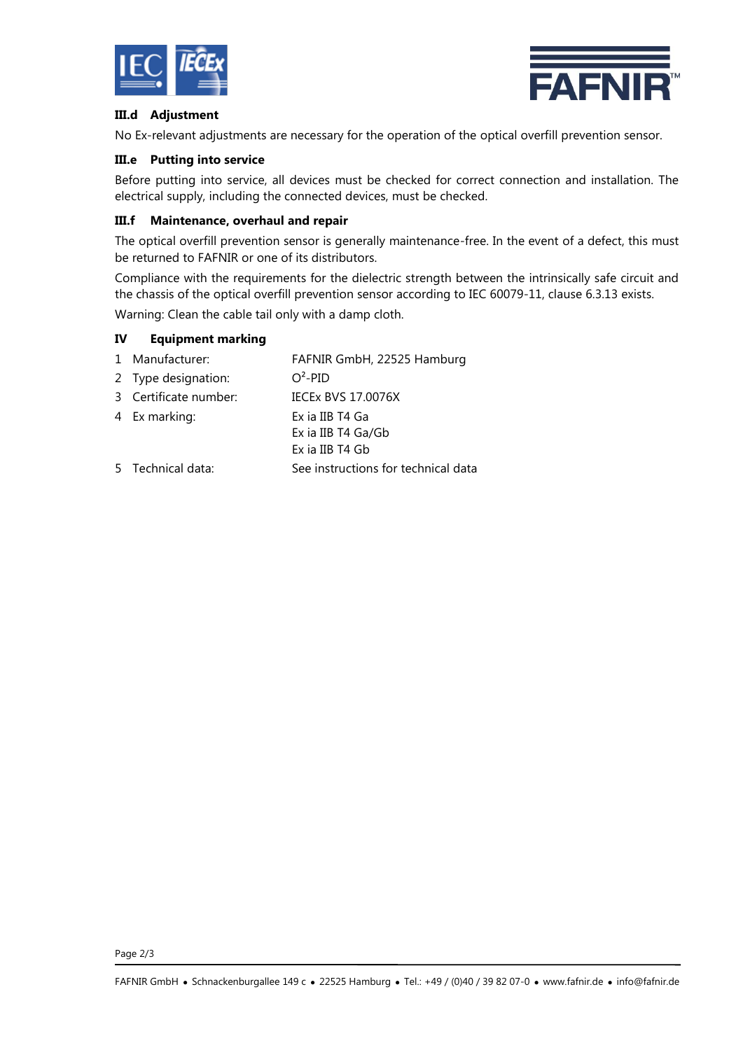### III.d Adjustment

No Ex-relevant adjustments are necessary for the operation of the optical overfill prevention sensor.

### III.e Putting into service

Before putting into service, all devices must be checked for correct connection and installation. The electrical supply, including the connected devices, must be checked.

### III.f Maintenance, overhaul and repair

The optical overfill prevention sensor is generally maintenance-free. In the event of a defect, this must be returned to FAFNIR or one of its distributors.

Compliance with the requirements for the dielectric strength between the intrinsically safe circuit and the chassis of the optical overfill prevention sensor according to IEC 60079-11, clause 6.3.13 exists.

Warning: Clean the cable tail only with a damp cloth.

## IV Equipment marking

| | | |
|---|---|---|
| 1 | Manufacturer: | FAFNIR GmbH, 22525 Hamburg |
| 2 | Type designation: | $O^2$-PID |
| 3 | Certificate number: | IECEx BVS 17.0076X |
| 4 | Ex marking: | Ex ia IIB T4 Ga<br>Ex ia IIB T4 Ga/Gb<br>Ex ia IIB T4 Gb |
| 5 | Technical data: | See instructions for technical data |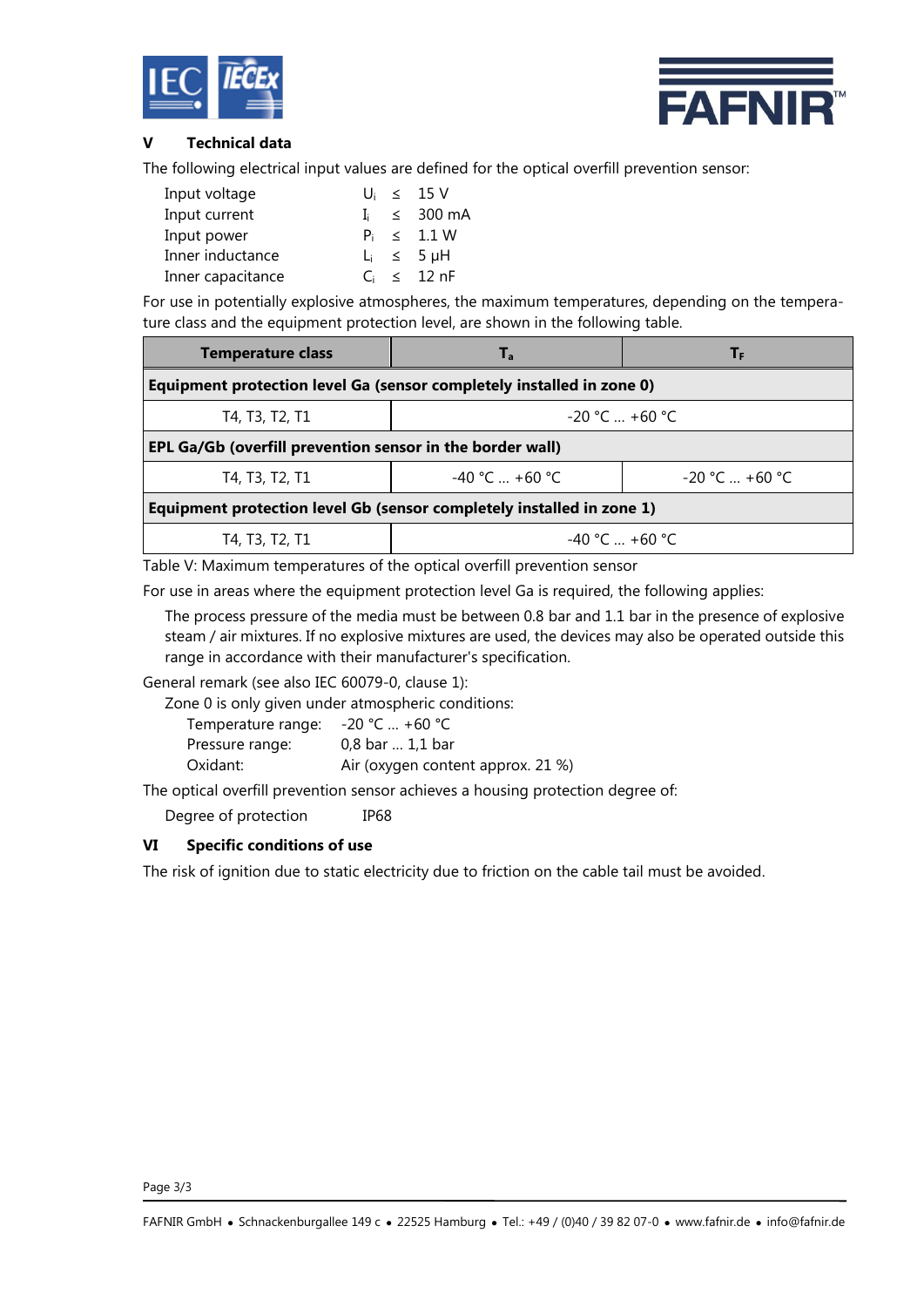## V Technical data

The following electrical input values are defined for the optical overfill prevention sensor:

| | | | |
|---|---|---|---|
| Input voltage | $U_i$ | ≤ | 15 V |
| Input current | $I_i$ | ≤ | 300 mA |
| Input power | $P_i$ | ≤ | 1.1 W |
| Inner inductance | $L_i$ | ≤ | 5 µH |
| Inner capacitance | $C_i$ | ≤ | 12 nF |

For use in potentially explosive atmospheres, the maximum temperatures, depending on the temperature class and the equipment protection level, are shown in the following table.

| Temperature class | $T_a$ | $T_F$ |
|---|---|---|
| **Equipment protection level Ga (sensor completely installed in zone 0)** | | |
| T4, T3, T2, T1 | -20 °C ... +60 °C | |
| **EPL Ga/Gb (overfill prevention sensor in the border wall)** | | |
| T4, T3, T2, T1 | -40 °C ... +60 °C | -20 °C ... +60 °C |
| **Equipment protection level Gb (sensor completely installed in zone 1)** | | |
| T4, T3, T2, T1 | -40 °C ... +60 °C | |

Table V: Maximum temperatures of the optical overfill prevention sensor

For use in areas where the equipment protection level Ga is required, the following applies:

The process pressure of the media must be between 0.8 bar and 1.1 bar in the presence of explosive steam / air mixtures. If no explosive mixtures are used, the devices may also be operated outside this range in accordance with their manufacturer's specification.

General remark (see also IEC 60079-0, clause 1):

Zone 0 is only given under atmospheric conditions:

Temperature range: -20 °C ... +60 °C
Pressure range: 0,8 bar ... 1,1 bar
Oxidant: Air (oxygen content approx. 21 %)

The optical overfill prevention sensor achieves a housing protection degree of:

Degree of protection IP68

## VI Specific conditions of use

The risk of ignition due to static electricity due to friction on the cable tail must be avoided.